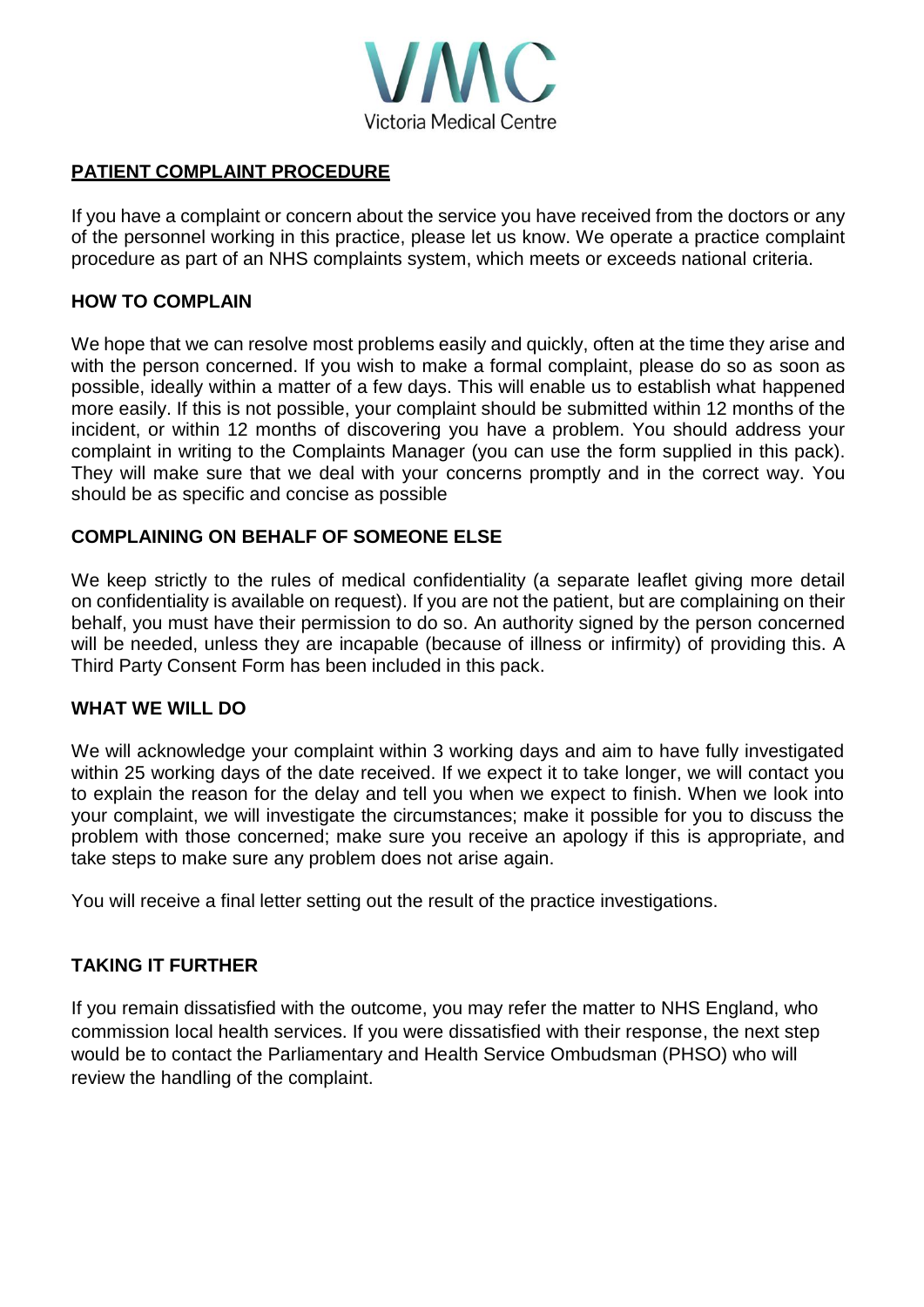VMC
Victoria Medical Centre

## PATIENT COMPLAINT PROCEDURE

If you have a complaint or concern about the service you have received from the doctors or any of the personnel working in this practice, please let us know. We operate a practice complaint procedure as part of an NHS complaints system, which meets or exceeds national criteria.

### HOW TO COMPLAIN

We hope that we can resolve most problems easily and quickly, often at the time they arise and with the person concerned. If you wish to make a formal complaint, please do so as soon as possible, ideally within a matter of a few days. This will enable us to establish what happened more easily. If this is not possible, your complaint should be submitted within 12 months of the incident, or within 12 months of discovering you have a problem. You should address your complaint in writing to the Complaints Manager (you can use the form supplied in this pack). They will make sure that we deal with your concerns promptly and in the correct way. You should be as specific and concise as possible

### COMPLAINING ON BEHALF OF SOMEONE ELSE

We keep strictly to the rules of medical confidentiality (a separate leaflet giving more detail on confidentiality is available on request). If you are not the patient, but are complaining on their behalf, you must have their permission to do so. An authority signed by the person concerned will be needed, unless they are incapable (because of illness or infirmity) of providing this. A Third Party Consent Form has been included in this pack.

### WHAT WE WILL DO

We will acknowledge your complaint within 3 working days and aim to have fully investigated within 25 working days of the date received. If we expect it to take longer, we will contact you to explain the reason for the delay and tell you when we expect to finish. When we look into your complaint, we will investigate the circumstances; make it possible for you to discuss the problem with those concerned; make sure you receive an apology if this is appropriate, and take steps to make sure any problem does not arise again.

You will receive a final letter setting out the result of the practice investigations.

### TAKING IT FURTHER

If you remain dissatisfied with the outcome, you may refer the matter to NHS England, who commission local health services. If you were dissatisfied with their response, the next step would be to contact the Parliamentary and Health Service Ombudsman (PHSO) who will review the handling of the complaint.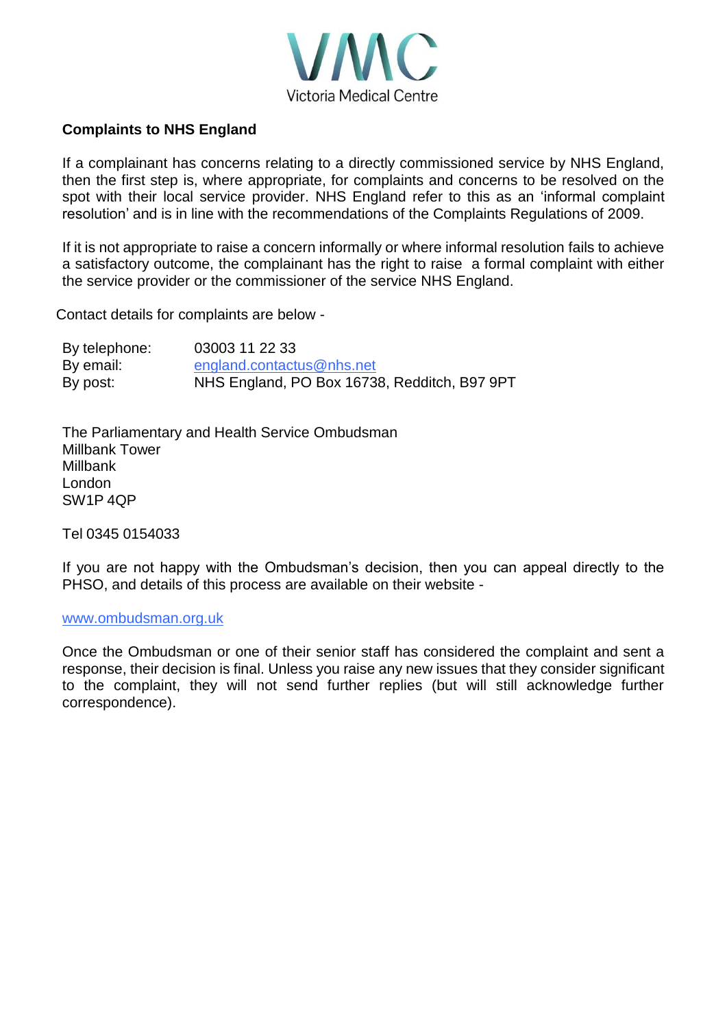**Complaints to NHS England**

If a complainant has concerns relating to a directly commissioned service by NHS England, then the first step is, where appropriate, for complaints and concerns to be resolved on the spot with their local service provider. NHS England refer to this as an 'informal complaint resolution' and is in line with the recommendations of the Complaints Regulations of 2009.

If it is not appropriate to raise a concern informally or where informal resolution fails to achieve a satisfactory outcome, the complainant has the right to raise a formal complaint with either the service provider or the commissioner of the service NHS England.

Contact details for complaints are below -

By telephone: 03003 11 22 33
By email: england.contactus@nhs.net
By post: NHS England, PO Box 16738, Redditch, B97 9PT

The Parliamentary and Health Service Ombudsman
Millbank Tower
Millbank
London
SW1P 4QP

Tel 0345 0154033

If you are not happy with the Ombudsman's decision, then you can appeal directly to the PHSO, and details of this process are available on their website -

www.ombudsman.org.uk

Once the Ombudsman or one of their senior staff has considered the complaint and sent a response, their decision is final. Unless you raise any new issues that they consider significant to the complaint, they will not send further replies (but will still acknowledge further correspondence).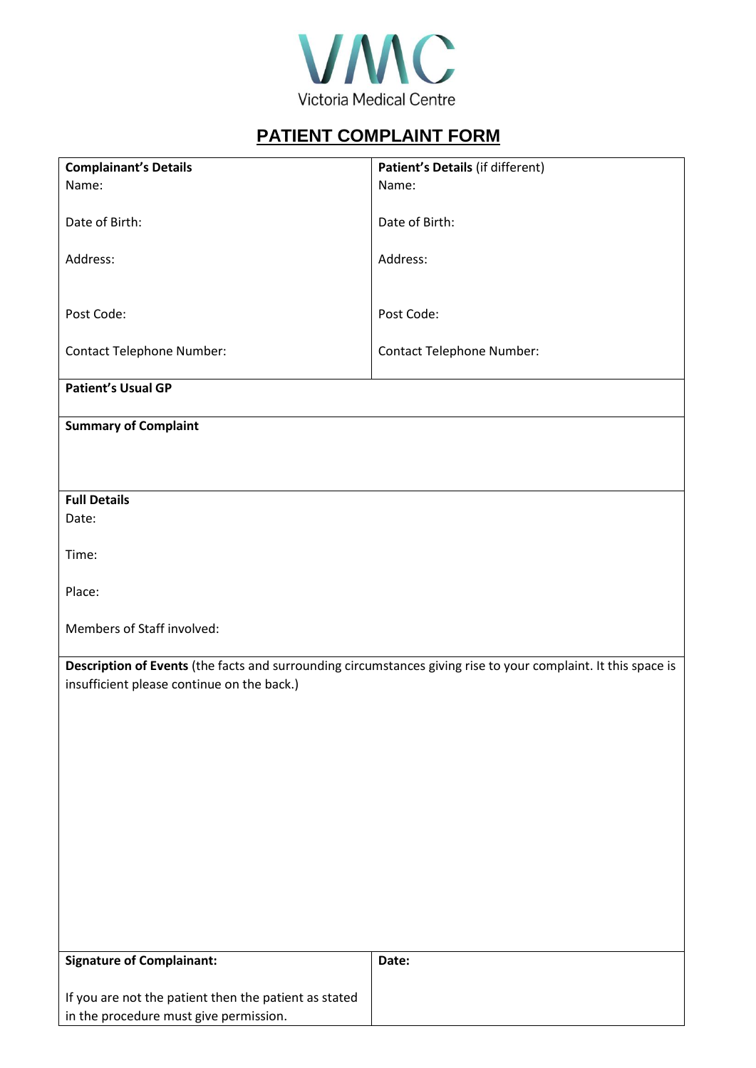Victoria Medical Centre

# PATIENT COMPLAINT FORM

| **Complainant's Details** | **Patient's Details** (if different) |
|---|---|
| Name: | Name: |
| Date of Birth: | Date of Birth: |
| Address: | Address: |
| Post Code: | Post Code: |
| Contact Telephone Number: | Contact Telephone Number: |

**Patient's Usual GP**

**Summary of Complaint**

**Full Details**

Date:

Time:

Place:

Members of Staff involved:

**Description of Events** (the facts and surrounding circumstances giving rise to your complaint. It this space is insufficient please continue on the back.)

| **Signature of Complainant:** | **Date:** |
|---|---|
| If you are not the patient then the patient as stated in the procedure must give permission. | |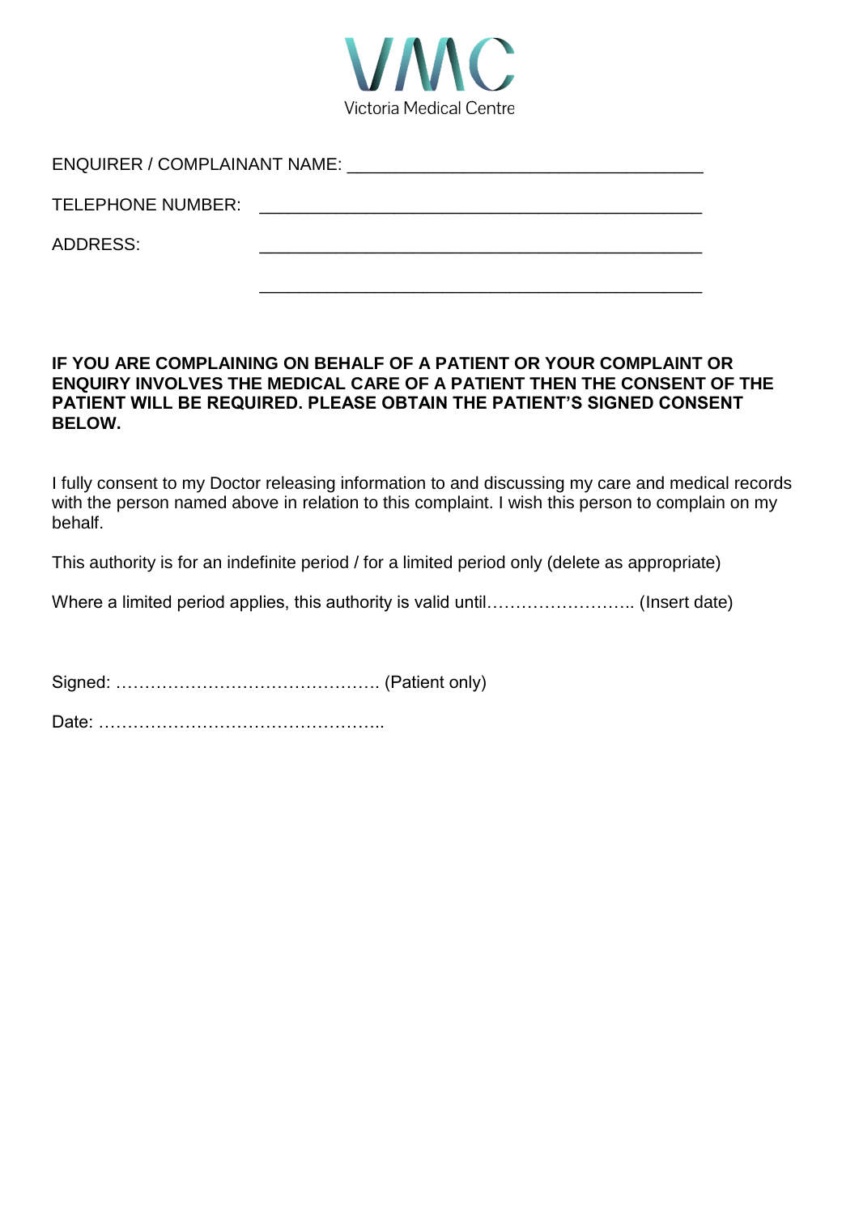Victoria Medical Centre

ENQUIRER / COMPLAINANT NAME: ____________________________________

TELEPHONE NUMBER: ____________________________________________

ADDRESS: ____________________________________________

____________________________________________

**IF YOU ARE COMPLAINING ON BEHALF OF A PATIENT OR YOUR COMPLAINT OR ENQUIRY INVOLVES THE MEDICAL CARE OF A PATIENT THEN THE CONSENT OF THE PATIENT WILL BE REQUIRED. PLEASE OBTAIN THE PATIENT'S SIGNED CONSENT BELOW.**

I fully consent to my Doctor releasing information to and discussing my care and medical records with the person named above in relation to this complaint. I wish this person to complain on my behalf.

This authority is for an indefinite period / for a limited period only (delete as appropriate)

Where a limited period applies, this authority is valid until…………………….. (Insert date)

Signed: ………………………………………. (Patient only)

Date: …………………………………………..